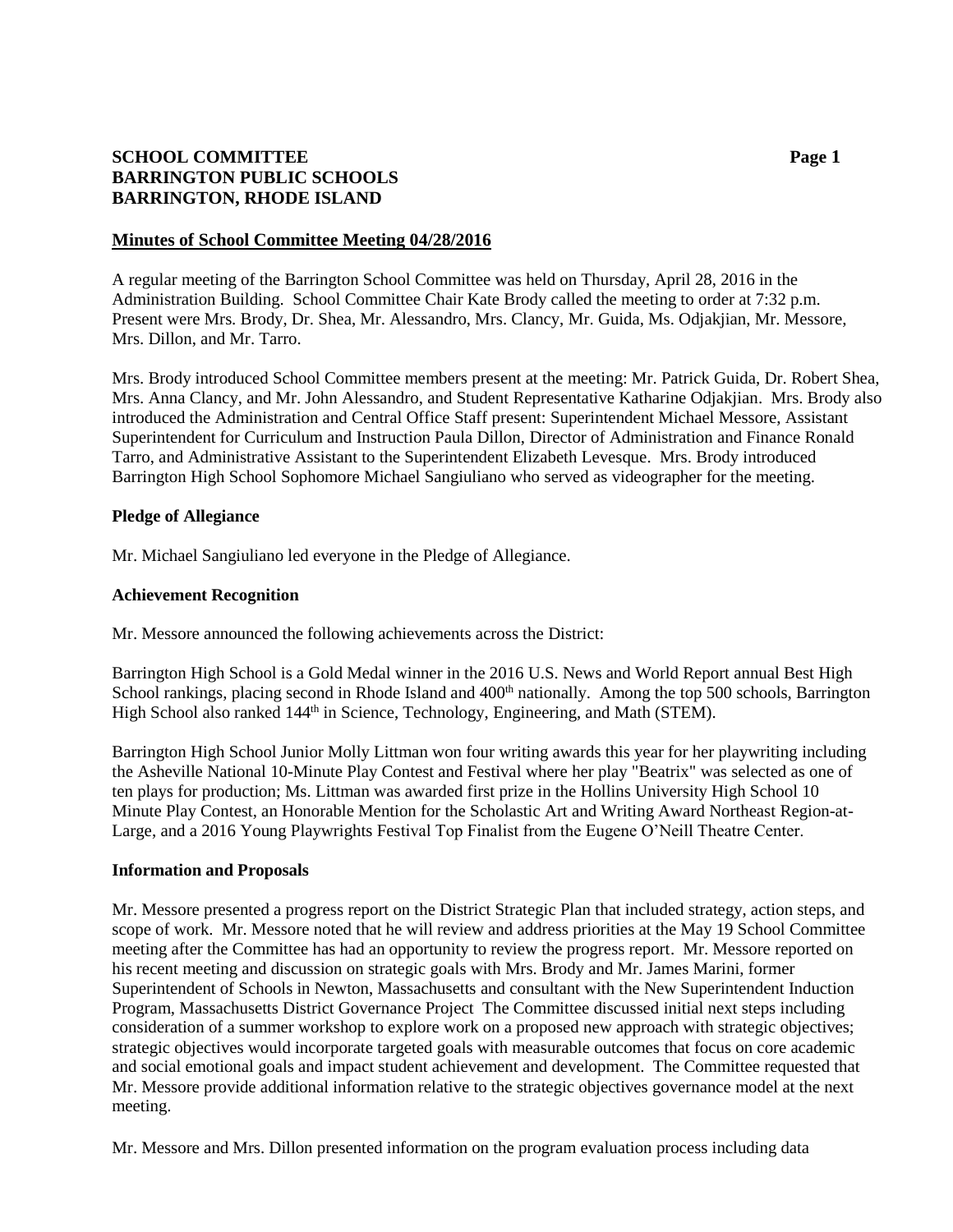**SCHOOL COMMITTEE**
**BARRINGTON PUBLIC SCHOOLS**
**BARRINGTON, RHODE ISLAND**

## Minutes of School Committee Meeting 04/28/2016

A regular meeting of the Barrington School Committee was held on Thursday, April 28, 2016 in the Administration Building. School Committee Chair Kate Brody called the meeting to order at 7:32 p.m. Present were Mrs. Brody, Dr. Shea, Mr. Alessandro, Mrs. Clancy, Mr. Guida, Ms. Odjakjian, Mr. Messore, Mrs. Dillon, and Mr. Tarro.

Mrs. Brody introduced School Committee members present at the meeting: Mr. Patrick Guida, Dr. Robert Shea, Mrs. Anna Clancy, and Mr. John Alessandro, and Student Representative Katharine Odjakjian. Mrs. Brody also introduced the Administration and Central Office Staff present: Superintendent Michael Messore, Assistant Superintendent for Curriculum and Instruction Paula Dillon, Director of Administration and Finance Ronald Tarro, and Administrative Assistant to the Superintendent Elizabeth Levesque. Mrs. Brody introduced Barrington High School Sophomore Michael Sangiuliano who served as videographer for the meeting.

### Pledge of Allegiance

Mr. Michael Sangiuliano led everyone in the Pledge of Allegiance.

### Achievement Recognition

Mr. Messore announced the following achievements across the District:

Barrington High School is a Gold Medal winner in the 2016 U.S. News and World Report annual Best High School rankings, placing second in Rhode Island and 400th nationally. Among the top 500 schools, Barrington High School also ranked 144th in Science, Technology, Engineering, and Math (STEM).

Barrington High School Junior Molly Littman won four writing awards this year for her playwriting including the Asheville National 10-Minute Play Contest and Festival where her play "Beatrix" was selected as one of ten plays for production; Ms. Littman was awarded first prize in the Hollins University High School 10 Minute Play Contest, an Honorable Mention for the Scholastic Art and Writing Award Northeast Region-at-Large, and a 2016 Young Playwrights Festival Top Finalist from the Eugene O'Neill Theatre Center.

### Information and Proposals

Mr. Messore presented a progress report on the District Strategic Plan that included strategy, action steps, and scope of work. Mr. Messore noted that he will review and address priorities at the May 19 School Committee meeting after the Committee has had an opportunity to review the progress report. Mr. Messore reported on his recent meeting and discussion on strategic goals with Mrs. Brody and Mr. James Marini, former Superintendent of Schools in Newton, Massachusetts and consultant with the New Superintendent Induction Program, Massachusetts District Governance Project The Committee discussed initial next steps including consideration of a summer workshop to explore work on a proposed new approach with strategic objectives; strategic objectives would incorporate targeted goals with measurable outcomes that focus on core academic and social emotional goals and impact student achievement and development. The Committee requested that Mr. Messore provide additional information relative to the strategic objectives governance model at the next meeting.

Mr. Messore and Mrs. Dillon presented information on the program evaluation process including data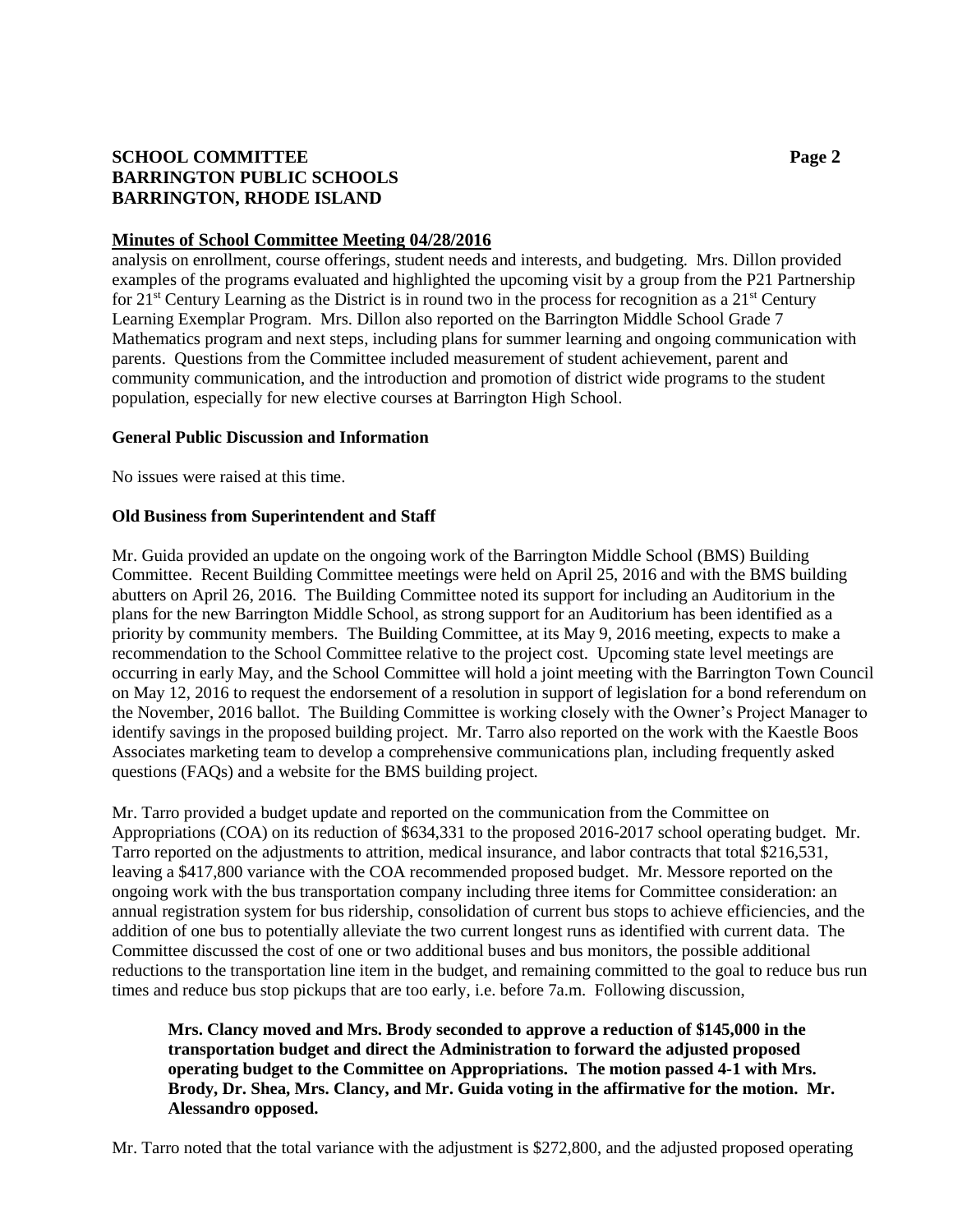**Minutes of School Committee Meeting 04/28/2016**

analysis on enrollment, course offerings, student needs and interests, and budgeting. Mrs. Dillon provided examples of the programs evaluated and highlighted the upcoming visit by a group from the P21 Partnership for 21st Century Learning as the District is in round two in the process for recognition as a 21st Century Learning Exemplar Program. Mrs. Dillon also reported on the Barrington Middle School Grade 7 Mathematics program and next steps, including plans for summer learning and ongoing communication with parents. Questions from the Committee included measurement of student achievement, parent and community communication, and the introduction and promotion of district wide programs to the student population, especially for new elective courses at Barrington High School.

**General Public Discussion and Information**

No issues were raised at this time.

**Old Business from Superintendent and Staff**

Mr. Guida provided an update on the ongoing work of the Barrington Middle School (BMS) Building Committee. Recent Building Committee meetings were held on April 25, 2016 and with the BMS building abutters on April 26, 2016. The Building Committee noted its support for including an Auditorium in the plans for the new Barrington Middle School, as strong support for an Auditorium has been identified as a priority by community members. The Building Committee, at its May 9, 2016 meeting, expects to make a recommendation to the School Committee relative to the project cost. Upcoming state level meetings are occurring in early May, and the School Committee will hold a joint meeting with the Barrington Town Council on May 12, 2016 to request the endorsement of a resolution in support of legislation for a bond referendum on the November, 2016 ballot. The Building Committee is working closely with the Owner's Project Manager to identify savings in the proposed building project. Mr. Tarro also reported on the work with the Kaestle Boos Associates marketing team to develop a comprehensive communications plan, including frequently asked questions (FAQs) and a website for the BMS building project.

Mr. Tarro provided a budget update and reported on the communication from the Committee on Appropriations (COA) on its reduction of $634,331 to the proposed 2016-2017 school operating budget. Mr. Tarro reported on the adjustments to attrition, medical insurance, and labor contracts that total $216,531, leaving a $417,800 variance with the COA recommended proposed budget. Mr. Messore reported on the ongoing work with the bus transportation company including three items for Committee consideration: an annual registration system for bus ridership, consolidation of current bus stops to achieve efficiencies, and the addition of one bus to potentially alleviate the two current longest runs as identified with current data. The Committee discussed the cost of one or two additional buses and bus monitors, the possible additional reductions to the transportation line item in the budget, and remaining committed to the goal to reduce bus run times and reduce bus stop pickups that are too early, i.e. before 7a.m. Following discussion,

> **Mrs. Clancy moved and Mrs. Brody seconded to approve a reduction of $145,000 in the transportation budget and direct the Administration to forward the adjusted proposed operating budget to the Committee on Appropriations. The motion passed 4-1 with Mrs. Brody, Dr. Shea, Mrs. Clancy, and Mr. Guida voting in the affirmative for the motion. Mr. Alessandro opposed.**

Mr. Tarro noted that the total variance with the adjustment is $272,800, and the adjusted proposed operating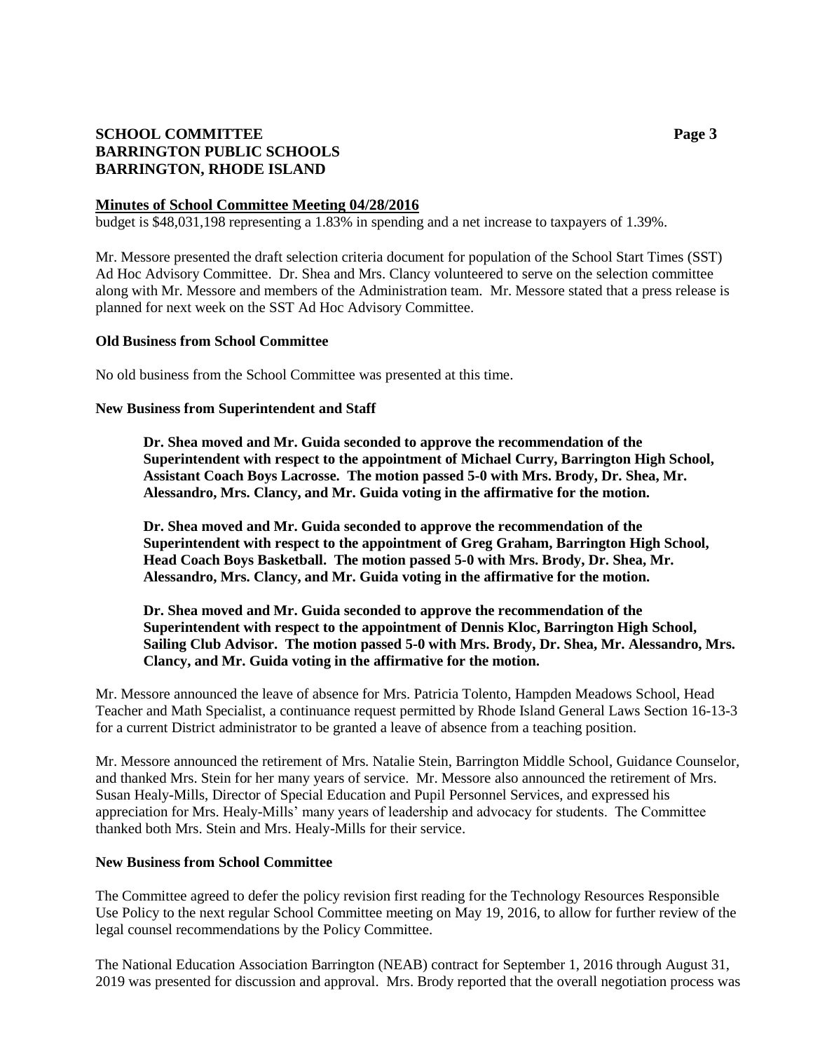**Minutes of School Committee Meeting 04/28/2016**

budget is $48,031,198 representing a 1.83% in spending and a net increase to taxpayers of 1.39%.

Mr. Messore presented the draft selection criteria document for population of the School Start Times (SST) Ad Hoc Advisory Committee. Dr. Shea and Mrs. Clancy volunteered to serve on the selection committee along with Mr. Messore and members of the Administration team. Mr. Messore stated that a press release is planned for next week on the SST Ad Hoc Advisory Committee.

**Old Business from School Committee**

No old business from the School Committee was presented at this time.

**New Business from Superintendent and Staff**

> **Dr. Shea moved and Mr. Guida seconded to approve the recommendation of the Superintendent with respect to the appointment of Michael Curry, Barrington High School, Assistant Coach Boys Lacrosse. The motion passed 5-0 with Mrs. Brody, Dr. Shea, Mr. Alessandro, Mrs. Clancy, and Mr. Guida voting in the affirmative for the motion.**
>
> **Dr. Shea moved and Mr. Guida seconded to approve the recommendation of the Superintendent with respect to the appointment of Greg Graham, Barrington High School, Head Coach Boys Basketball. The motion passed 5-0 with Mrs. Brody, Dr. Shea, Mr. Alessandro, Mrs. Clancy, and Mr. Guida voting in the affirmative for the motion.**
>
> **Dr. Shea moved and Mr. Guida seconded to approve the recommendation of the Superintendent with respect to the appointment of Dennis Kloc, Barrington High School, Sailing Club Advisor. The motion passed 5-0 with Mrs. Brody, Dr. Shea, Mr. Alessandro, Mrs. Clancy, and Mr. Guida voting in the affirmative for the motion.**

Mr. Messore announced the leave of absence for Mrs. Patricia Tolento, Hampden Meadows School, Head Teacher and Math Specialist, a continuance request permitted by Rhode Island General Laws Section 16-13-3 for a current District administrator to be granted a leave of absence from a teaching position.

Mr. Messore announced the retirement of Mrs. Natalie Stein, Barrington Middle School, Guidance Counselor, and thanked Mrs. Stein for her many years of service. Mr. Messore also announced the retirement of Mrs. Susan Healy-Mills, Director of Special Education and Pupil Personnel Services, and expressed his appreciation for Mrs. Healy-Mills' many years of leadership and advocacy for students. The Committee thanked both Mrs. Stein and Mrs. Healy-Mills for their service.

**New Business from School Committee**

The Committee agreed to defer the policy revision first reading for the Technology Resources Responsible Use Policy to the next regular School Committee meeting on May 19, 2016, to allow for further review of the legal counsel recommendations by the Policy Committee.

The National Education Association Barrington (NEAB) contract for September 1, 2016 through August 31, 2019 was presented for discussion and approval. Mrs. Brody reported that the overall negotiation process was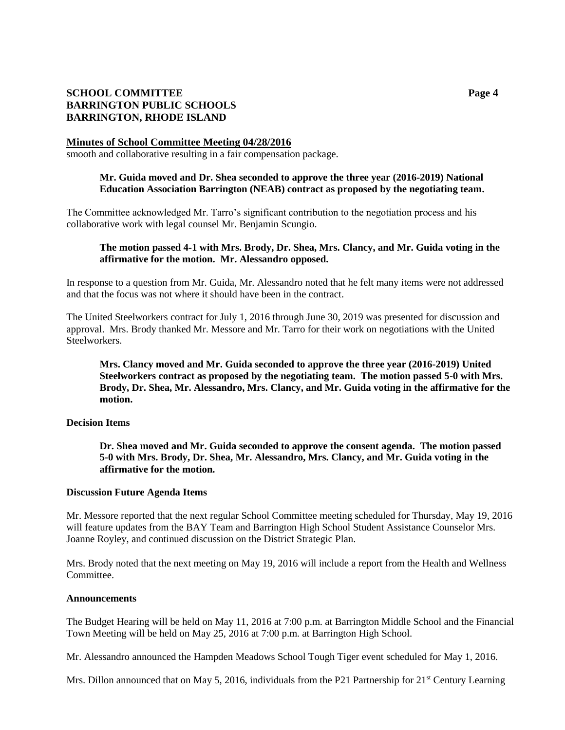**Minutes of School Committee Meeting 04/28/2016**

smooth and collaborative resulting in a fair compensation package.

> **Mr. Guida moved and Dr. Shea seconded to approve the three year (2016-2019) National Education Association Barrington (NEAB) contract as proposed by the negotiating team.**

The Committee acknowledged Mr. Tarro's significant contribution to the negotiation process and his collaborative work with legal counsel Mr. Benjamin Scungio.

> **The motion passed 4-1 with Mrs. Brody, Dr. Shea, Mrs. Clancy, and Mr. Guida voting in the affirmative for the motion. Mr. Alessandro opposed.**

In response to a question from Mr. Guida, Mr. Alessandro noted that he felt many items were not addressed and that the focus was not where it should have been in the contract.

The United Steelworkers contract for July 1, 2016 through June 30, 2019 was presented for discussion and approval. Mrs. Brody thanked Mr. Messore and Mr. Tarro for their work on negotiations with the United Steelworkers.

> **Mrs. Clancy moved and Mr. Guida seconded to approve the three year (2016-2019) United Steelworkers contract as proposed by the negotiating team. The motion passed 5-0 with Mrs. Brody, Dr. Shea, Mr. Alessandro, Mrs. Clancy, and Mr. Guida voting in the affirmative for the motion.**

**Decision Items**

> **Dr. Shea moved and Mr. Guida seconded to approve the consent agenda. The motion passed 5-0 with Mrs. Brody, Dr. Shea, Mr. Alessandro, Mrs. Clancy, and Mr. Guida voting in the affirmative for the motion.**

**Discussion Future Agenda Items**

Mr. Messore reported that the next regular School Committee meeting scheduled for Thursday, May 19, 2016 will feature updates from the BAY Team and Barrington High School Student Assistance Counselor Mrs. Joanne Royley, and continued discussion on the District Strategic Plan.

Mrs. Brody noted that the next meeting on May 19, 2016 will include a report from the Health and Wellness Committee.

**Announcements**

The Budget Hearing will be held on May 11, 2016 at 7:00 p.m. at Barrington Middle School and the Financial Town Meeting will be held on May 25, 2016 at 7:00 p.m. at Barrington High School.

Mr. Alessandro announced the Hampden Meadows School Tough Tiger event scheduled for May 1, 2016.

Mrs. Dillon announced that on May 5, 2016, individuals from the P21 Partnership for 21st Century Learning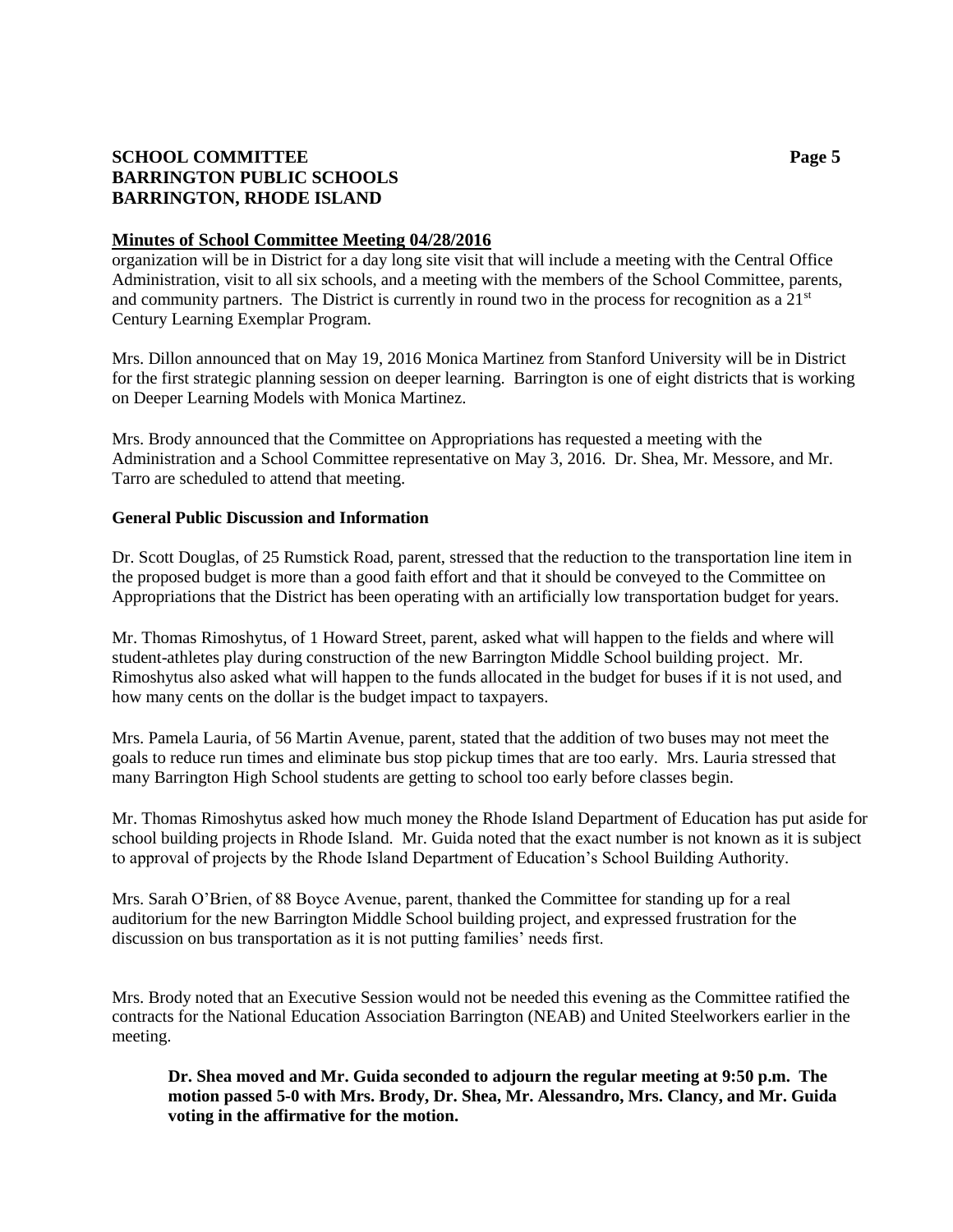organization will be in District for a day long site visit that will include a meeting with the Central Office Administration, visit to all six schools, and a meeting with the members of the School Committee, parents, and community partners. The District is currently in round two in the process for recognition as a 21st Century Learning Exemplar Program.

Mrs. Dillon announced that on May 19, 2016 Monica Martinez from Stanford University will be in District for the first strategic planning session on deeper learning. Barrington is one of eight districts that is working on Deeper Learning Models with Monica Martinez.

Mrs. Brody announced that the Committee on Appropriations has requested a meeting with the Administration and a School Committee representative on May 3, 2016. Dr. Shea, Mr. Messore, and Mr. Tarro are scheduled to attend that meeting.

**General Public Discussion and Information**

Dr. Scott Douglas, of 25 Rumstick Road, parent, stressed that the reduction to the transportation line item in the proposed budget is more than a good faith effort and that it should be conveyed to the Committee on Appropriations that the District has been operating with an artificially low transportation budget for years.

Mr. Thomas Rimoshytus, of 1 Howard Street, parent, asked what will happen to the fields and where will student-athletes play during construction of the new Barrington Middle School building project. Mr. Rimoshytus also asked what will happen to the funds allocated in the budget for buses if it is not used, and how many cents on the dollar is the budget impact to taxpayers.

Mrs. Pamela Lauria, of 56 Martin Avenue, parent, stated that the addition of two buses may not meet the goals to reduce run times and eliminate bus stop pickup times that are too early. Mrs. Lauria stressed that many Barrington High School students are getting to school too early before classes begin.

Mr. Thomas Rimoshytus asked how much money the Rhode Island Department of Education has put aside for school building projects in Rhode Island. Mr. Guida noted that the exact number is not known as it is subject to approval of projects by the Rhode Island Department of Education's School Building Authority.

Mrs. Sarah O'Brien, of 88 Boyce Avenue, parent, thanked the Committee for standing up for a real auditorium for the new Barrington Middle School building project, and expressed frustration for the discussion on bus transportation as it is not putting families' needs first.

Mrs. Brody noted that an Executive Session would not be needed this evening as the Committee ratified the contracts for the National Education Association Barrington (NEAB) and United Steelworkers earlier in the meeting.

**Dr. Shea moved and Mr. Guida seconded to adjourn the regular meeting at 9:50 p.m. The motion passed 5-0 with Mrs. Brody, Dr. Shea, Mr. Alessandro, Mrs. Clancy, and Mr. Guida voting in the affirmative for the motion.**